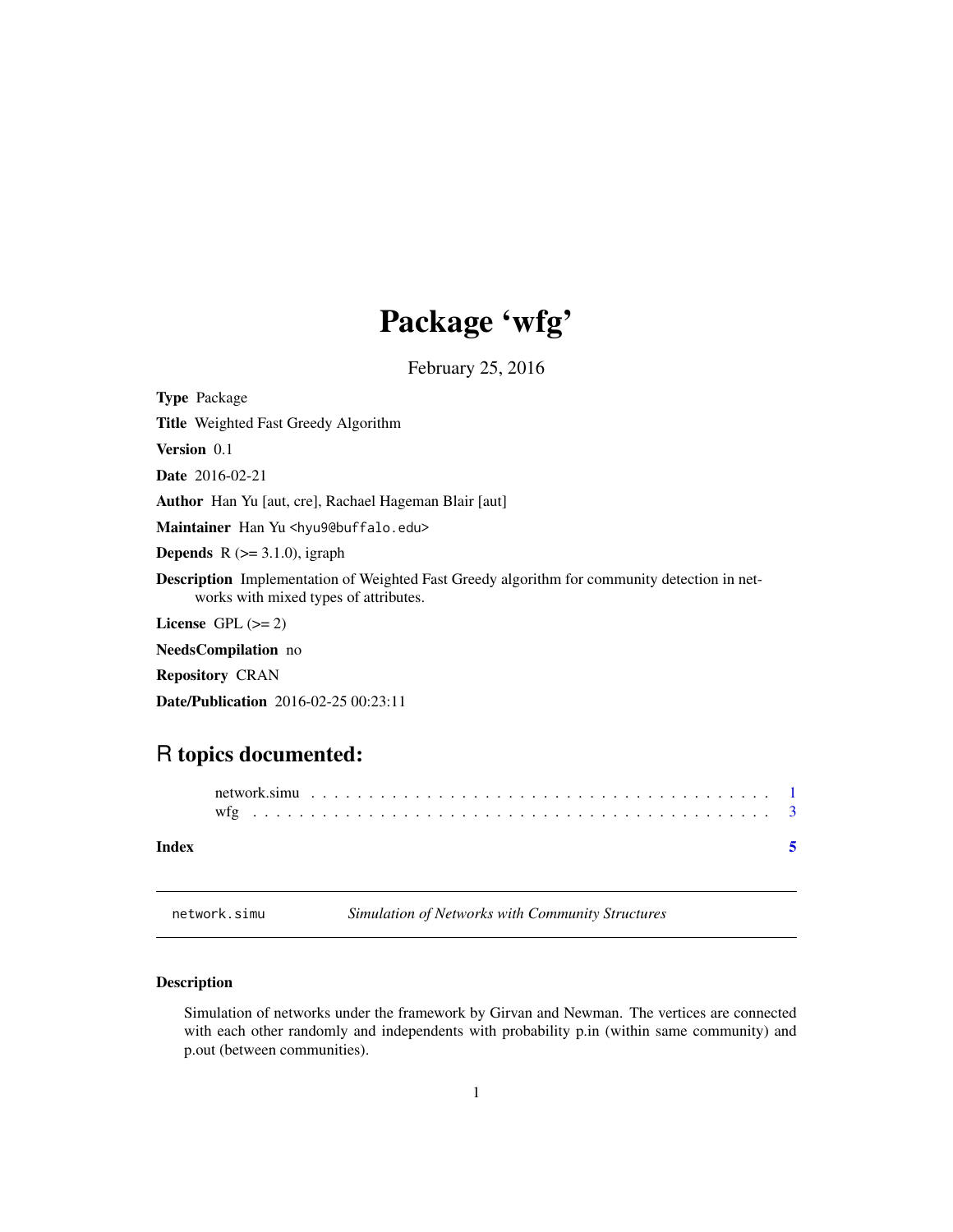# Package 'wfg'

February 25, 2016

**Type** Package

**Title** Weighted Fast Greedy Algorithm

**Version** 0.1

**Date** 2016-02-21

**Author** Han Yu [aut, cre], Rachael Hageman Blair [aut]

**Maintainer** Han Yu <hyu9@buffalo.edu>

**Depends** R (>= 3.1.0), igraph

**Description** Implementation of Weighted Fast Greedy algorithm for community detection in networks with mixed types of attributes.

**License** GPL (>= 2)

**NeedsCompilation** no

**Repository** CRAN

**Date/Publication** 2016-02-25 00:23:11

## R topics documented:

network.simu . . . . . . . . . . . . . . . . . . . . . . . . . . . . . . . . . . . . . . . . 1
wfg . . . . . . . . . . . . . . . . . . . . . . . . . . . . . . . . . . . . . . . . . . . . . 3

**Index** 5

---

`network.simu` *Simulation of Networks with Community Structures*

---

### Description

Simulation of networks under the framework by Girvan and Newman. The vertices are connected with each other randomly and independents with probability p.in (within same community) and p.out (between communities).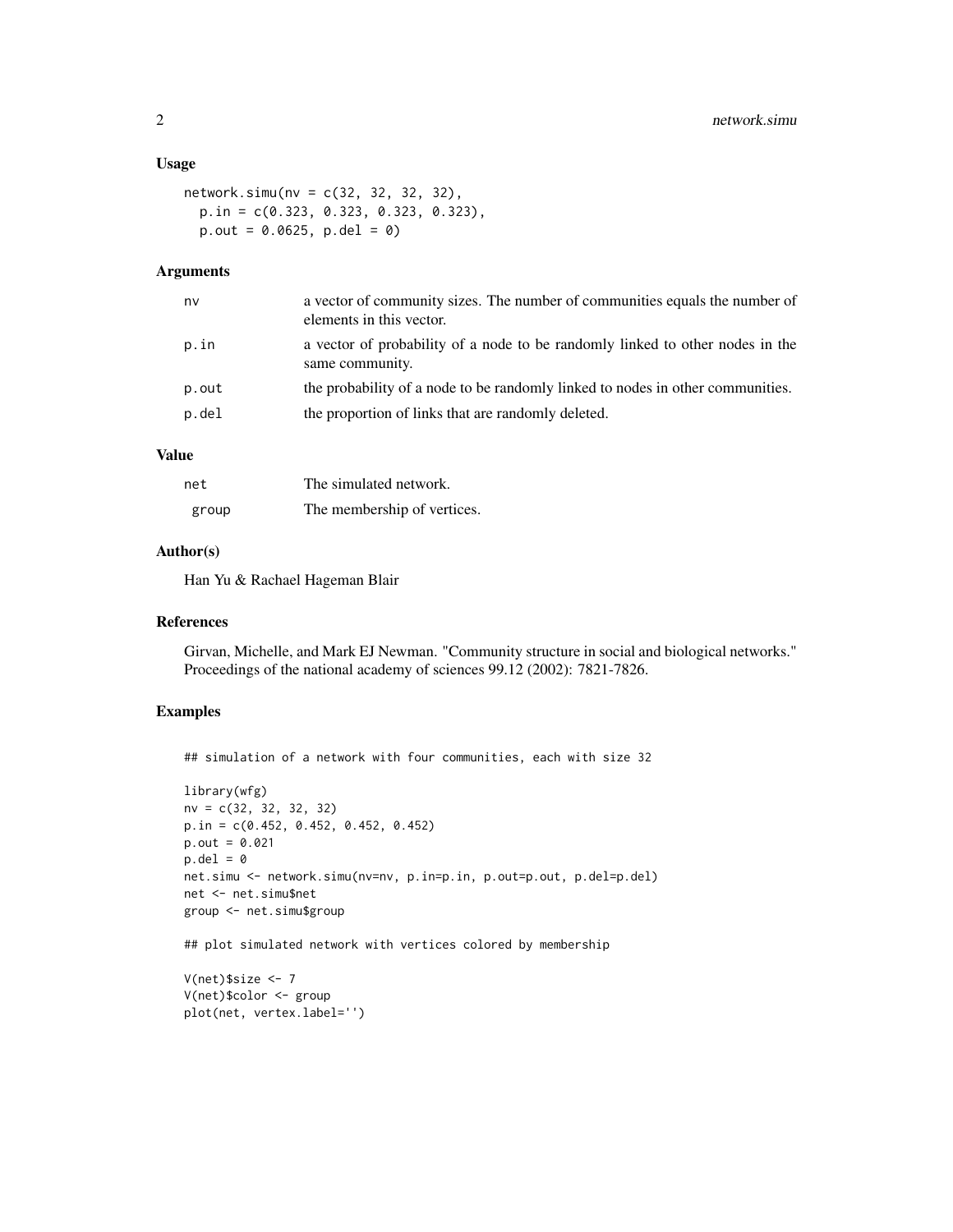### Usage

```
network.simu(nv = c(32, 32, 32, 32),
  p.in = c(0.323, 0.323, 0.323, 0.323),
  p.out = 0.0625, p.del = 0)
```

### Arguments

| | |
|---|---|
| `nv` | a vector of community sizes. The number of communities equals the number of elements in this vector. |
| `p.in` | a vector of probability of a node to be randomly linked to other nodes in the same community. |
| `p.out` | the probability of a node to be randomly linked to nodes in other communities. |
| `p.del` | the proportion of links that are randomly deleted. |

### Value

| | |
|---|---|
| `net` | The simulated network. |
| `group` | The membership of vertices. |

### Author(s)

Han Yu & Rachael Hageman Blair

### References

Girvan, Michelle, and Mark EJ Newman. "Community structure in social and biological networks." Proceedings of the national academy of sciences 99.12 (2002): 7821-7826.

### Examples

```
## simulation of a network with four communities, each with size 32

library(wfg)
nv = c(32, 32, 32, 32)
p.in = c(0.452, 0.452, 0.452, 0.452)
p.out = 0.021
p.del = 0
net.simu <- network.simu(nv=nv, p.in=p.in, p.out=p.out, p.del=p.del)
net <- net.simu$net
group <- net.simu$group

## plot simulated network with vertices colored by membership

V(net)$size <- 7
V(net)$color <- group
plot(net, vertex.label='')
```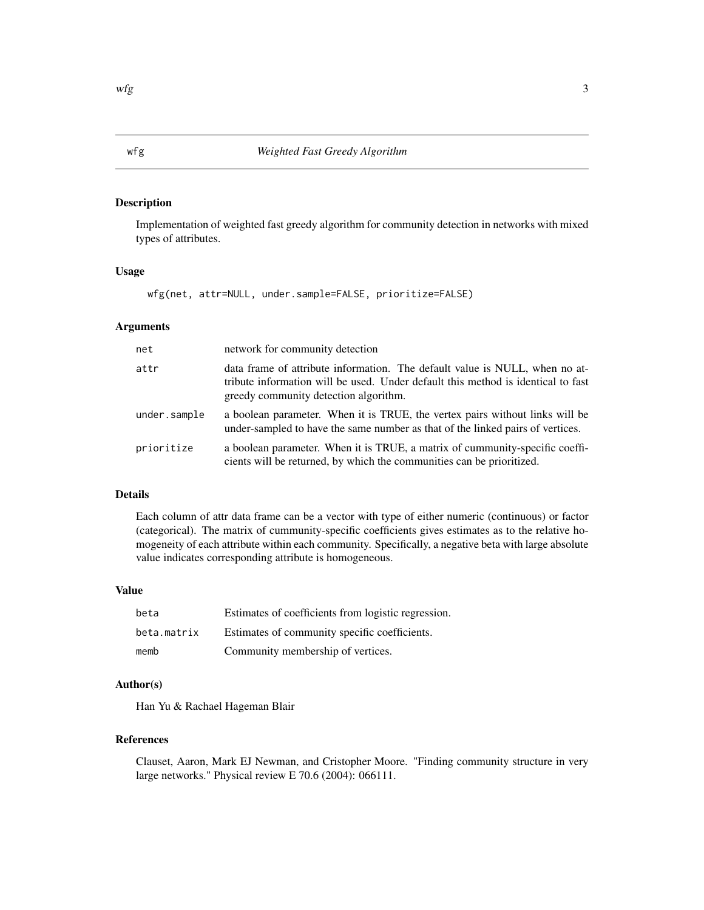# wfg — *Weighted Fast Greedy Algorithm*

## Description

Implementation of weighted fast greedy algorithm for community detection in networks with mixed types of attributes.

## Usage

```
wfg(net, attr=NULL, under.sample=FALSE, prioritize=FALSE)
```

## Arguments

| | |
|---|---|
| `net` | network for community detection |
| `attr` | data frame of attribute information. The default value is NULL, when no attribute information will be used. Under default this method is identical to fast greedy community detection algorithm. |
| `under.sample` | a boolean parameter. When it is TRUE, the vertex pairs without links will be under-sampled to have the same number as that of the linked pairs of vertices. |
| `prioritize` | a boolean parameter. When it is TRUE, a matrix of cummunity-specific coefficients will be returned, by which the communities can be prioritized. |

## Details

Each column of attr data frame can be a vector with type of either numeric (continuous) or factor (categorical). The matrix of cummunity-specific coefficients gives estimates as to the relative homogeneity of each attribute within each community. Specifically, a negative beta with large absolute value indicates corresponding attribute is homogeneous.

## Value

| | |
|---|---|
| `beta` | Estimates of coefficients from logistic regression. |
| `beta.matrix` | Estimates of community specific coefficients. |
| `memb` | Community membership of vertices. |

## Author(s)

Han Yu & Rachael Hageman Blair

## References

Clauset, Aaron, Mark EJ Newman, and Cristopher Moore. "Finding community structure in very large networks." Physical review E 70.6 (2004): 066111.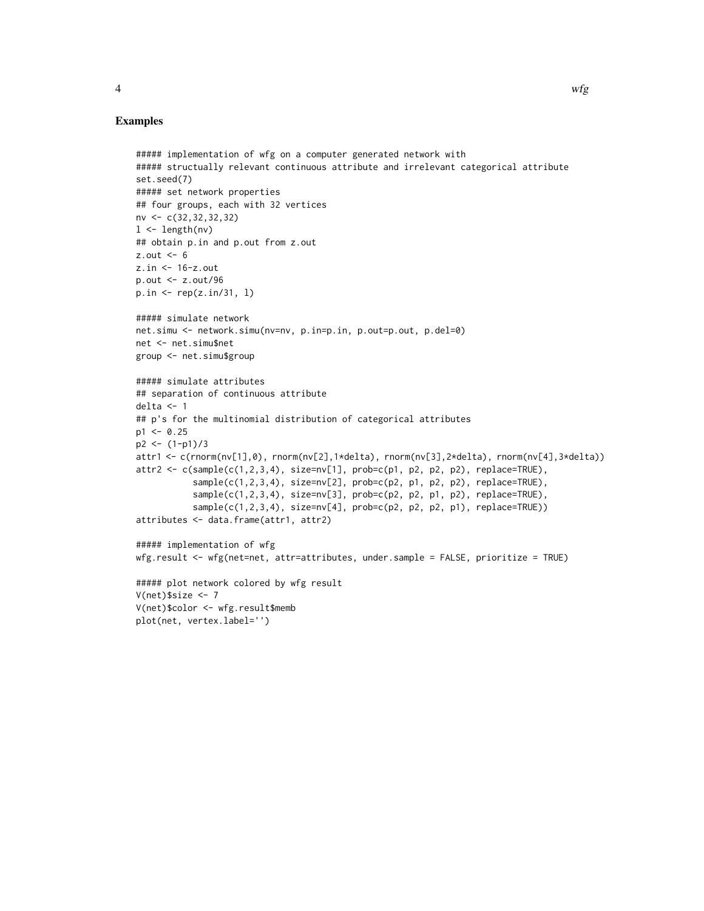## Examples

```
##### implementation of wfg on a computer generated network with
##### structually relevant continuous attribute and irrelevant categorical attribute
set.seed(7)
##### set network properties
## four groups, each with 32 vertices
nv <- c(32,32,32,32)
l <- length(nv)
## obtain p.in and p.out from z.out
z.out <- 6
z.in <- 16-z.out
p.out <- z.out/96
p.in <- rep(z.in/31, l)

##### simulate network
net.simu <- network.simu(nv=nv, p.in=p.in, p.out=p.out, p.del=0)
net <- net.simu$net
group <- net.simu$group

##### simulate attributes
## separation of continuous attribute
delta <- 1
## p's for the multinomial distribution of categorical attributes
p1 <- 0.25
p2 <- (1-p1)/3
attr1 <- c(rnorm(nv[1],0), rnorm(nv[2],1*delta), rnorm(nv[3],2*delta), rnorm(nv[4],3*delta))
attr2 <- c(sample(c(1,2,3,4), size=nv[1], prob=c(p1, p2, p2, p2), replace=TRUE),
           sample(c(1,2,3,4), size=nv[2], prob=c(p2, p1, p2, p2), replace=TRUE),
           sample(c(1,2,3,4), size=nv[3], prob=c(p2, p2, p1, p2), replace=TRUE),
           sample(c(1,2,3,4), size=nv[4], prob=c(p2, p2, p2, p1), replace=TRUE))
attributes <- data.frame(attr1, attr2)

##### implementation of wfg
wfg.result <- wfg(net=net, attr=attributes, under.sample = FALSE, prioritize = TRUE)

##### plot network colored by wfg result
V(net)$size <- 7
V(net)$color <- wfg.result$memb
plot(net, vertex.label='')
```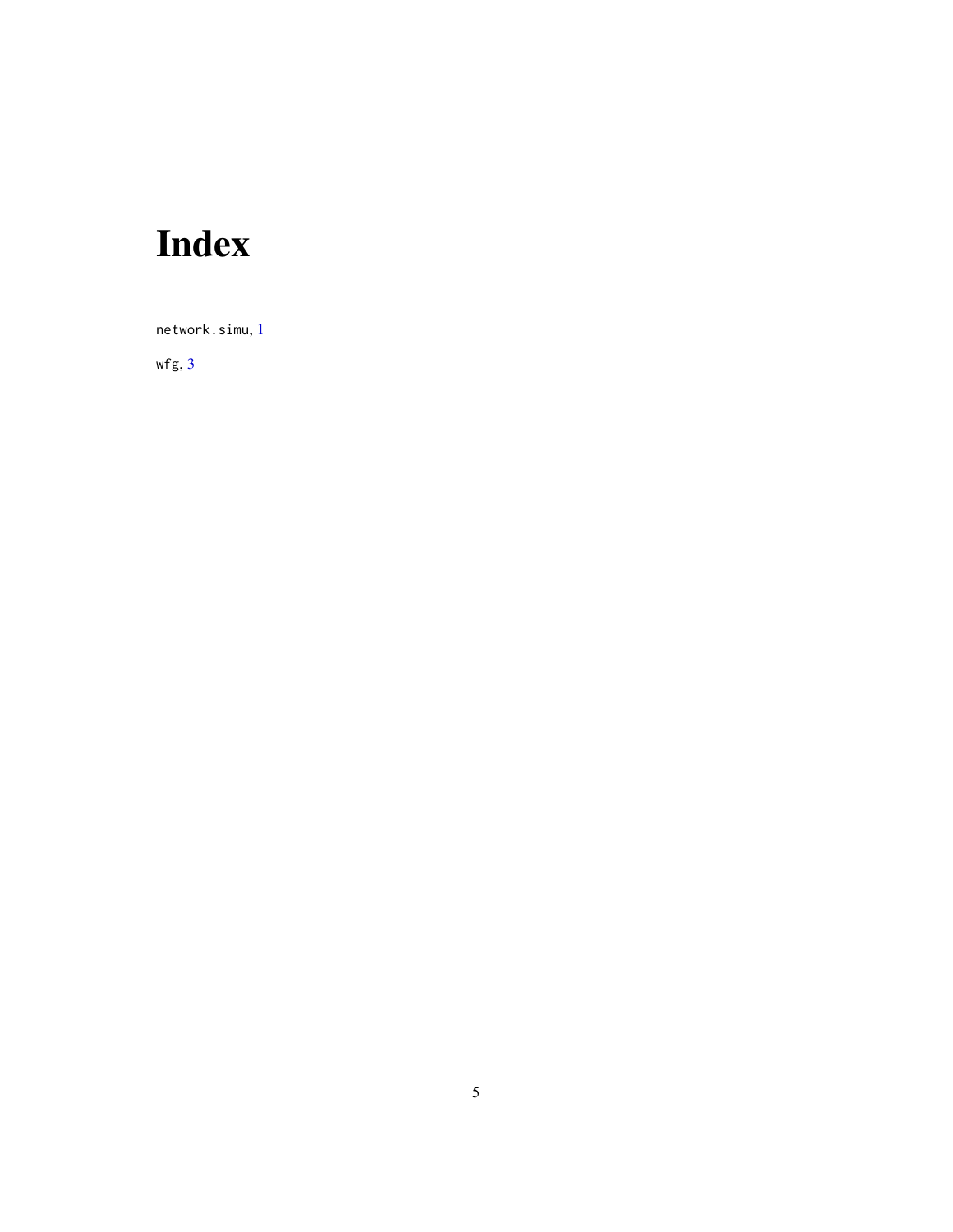# Index

network.simu, 1

wfg, 3